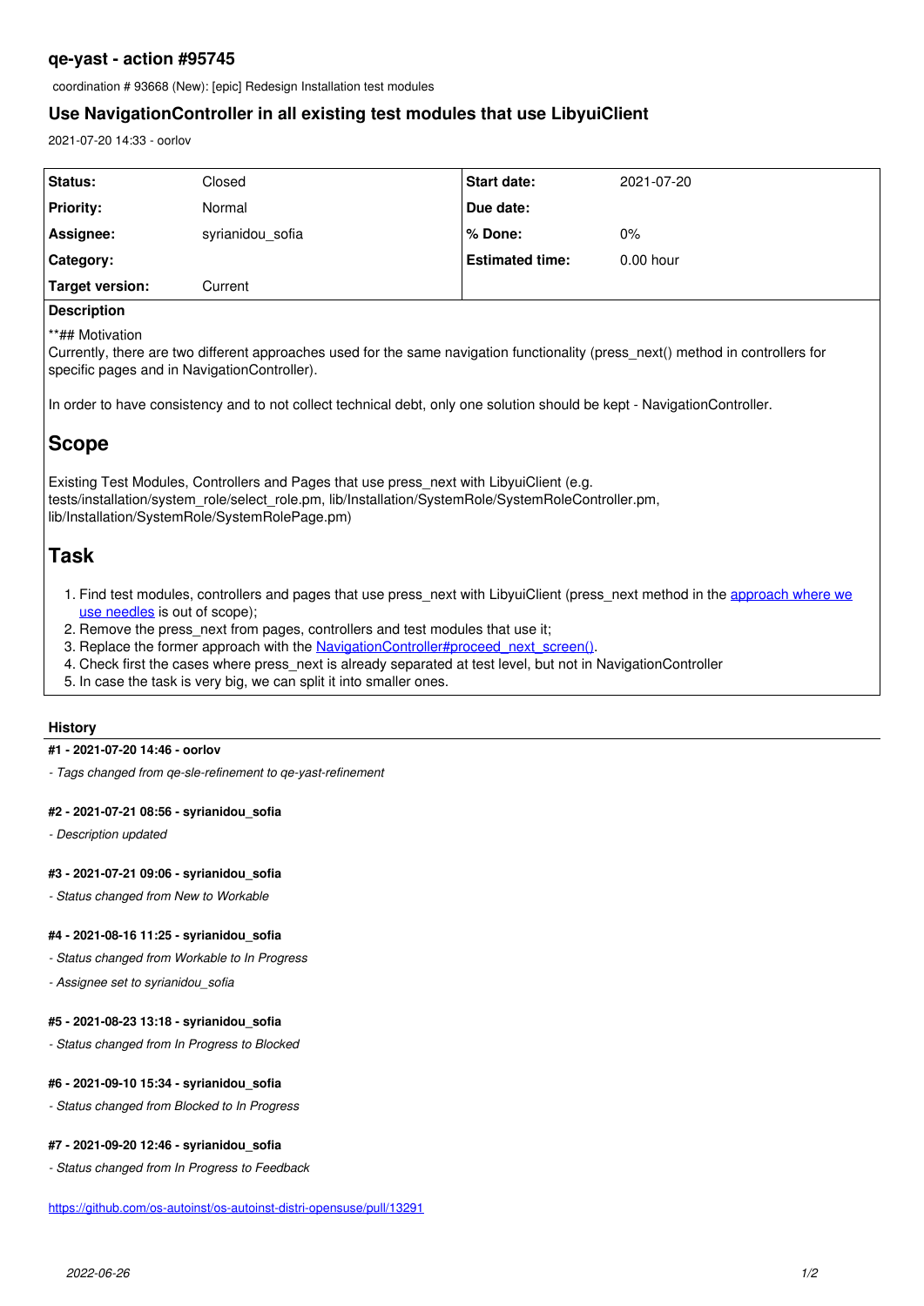## qe-yast - action #95745

coordination # 93668 (New): [epic] Redesign Installation test modules

## Use NavigationController in all existing test modules that use LibyuiClient

2021-07-20 14:33 - oorlov

| Status: | Closed | Start date: | 2021-07-20 |
|---|---|---|---|
| Priority: | Normal | Due date: | |
| Assignee: | syrianidou_sofia | % Done: | 0% |
| Category: | | Estimated time: | 0.00 hour |
| Target version: | Current | | |

**Description**

**## Motivation
Currently, there are two different approaches used for the same navigation functionality (press_next() method in controllers for specific pages and in NavigationController).

In order to have consistency and to not collect technical debt, only one solution should be kept - NavigationController.

# Scope

Existing Test Modules, Controllers and Pages that use press_next with LibyuiClient (e.g. tests/installation/system_role/select_role.pm, lib/Installation/SystemRole/SystemRoleController.pm, lib/Installation/SystemRole/SystemRolePage.pm)

# Task

1. Find test modules, controllers and pages that use press_next with LibyuiClient (press_next method in the approach where we use needles is out of scope);
2. Remove the press_next from pages, controllers and test modules that use it;
3. Replace the former approach with the NavigationController#proceed_next_screen().
4. Check first the cases where press_next is already separated at test level, but not in NavigationController
5. In case the task is very big, we can split it into smaller ones.

### History

#### #1 - 2021-07-20 14:46 - oorlov

*- Tags changed from qe-sle-refinement to qe-yast-refinement*

#### #2 - 2021-07-21 08:56 - syrianidou_sofia

*- Description updated*

#### #3 - 2021-07-21 09:06 - syrianidou_sofia

*- Status changed from New to Workable*

#### #4 - 2021-08-16 11:25 - syrianidou_sofia

*- Status changed from Workable to In Progress*

*- Assignee set to syrianidou_sofia*

#### #5 - 2021-08-23 13:18 - syrianidou_sofia

*- Status changed from In Progress to Blocked*

#### #6 - 2021-09-10 15:34 - syrianidou_sofia

*- Status changed from Blocked to In Progress*

#### #7 - 2021-09-20 12:46 - syrianidou_sofia

*- Status changed from In Progress to Feedback*

https://github.com/os-autoinst/os-autoinst-distri-opensuse/pull/13291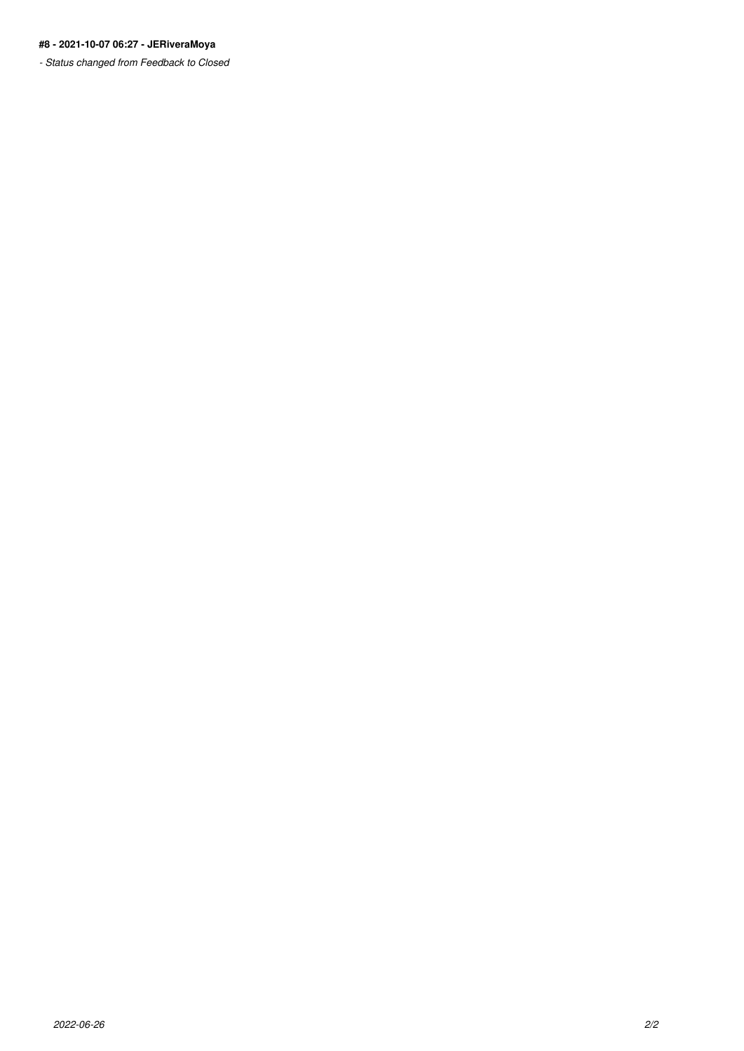**#8 - 2021-10-07 06:27 - JERiveraMoya**

*- Status changed from Feedback to Closed*